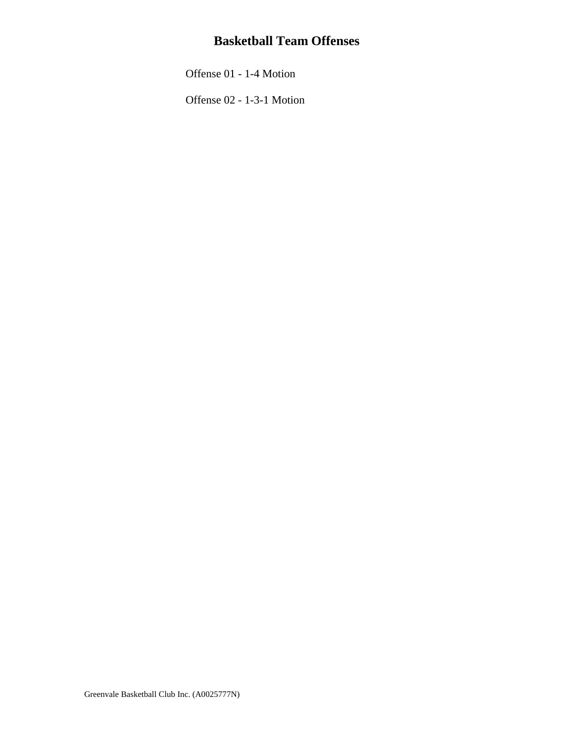# Basketball Team Offenses

Offense 01 - 1-4 Motion

Offense 02 - 1-3-1 Motion

Greenvale Basketball Club Inc. (A0025777N)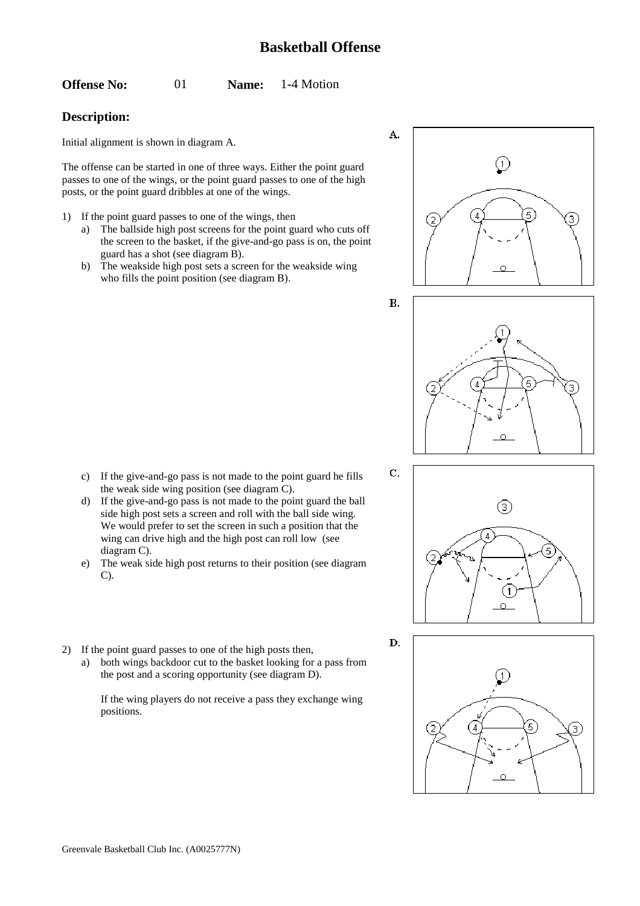# Basketball Offense

**Offense No:** 01 **Name:** 1-4 Motion

## Description:

Initial alignment is shown in diagram A.

The offense can be started in one of three ways. Either the point guard passes to one of the wings, or the point guard passes to one of the high posts, or the point guard dribbles at one of the wings.

1) If the point guard passes to one of the wings, then
   a) The ballside high post screens for the point guard who cuts off the screen to the basket, if the give-and-go pass is on, the point guard has a shot (see diagram B).
   b) The weakside high post sets a screen for the weakside wing who fills the point position (see diagram B).
   c) If the give-and-go pass is not made to the point guard he fills the weak side wing position (see diagram C).
   d) If the give-and-go pass is not made to the point guard the ball side high post sets a screen and roll with the ball side wing. We would prefer to set the screen in such a position that the wing can drive high and the high post can roll low (see diagram C).
   e) The weak side high post returns to their position (see diagram C).

2) If the point guard passes to one of the high posts then,
   a) both wings backdoor cut to the basket looking for a pass from the post and a scoring opportunity (see diagram D).

      If the wing players do not receive a pass they exchange wing positions.

Greenvale Basketball Club Inc. (A0025777N)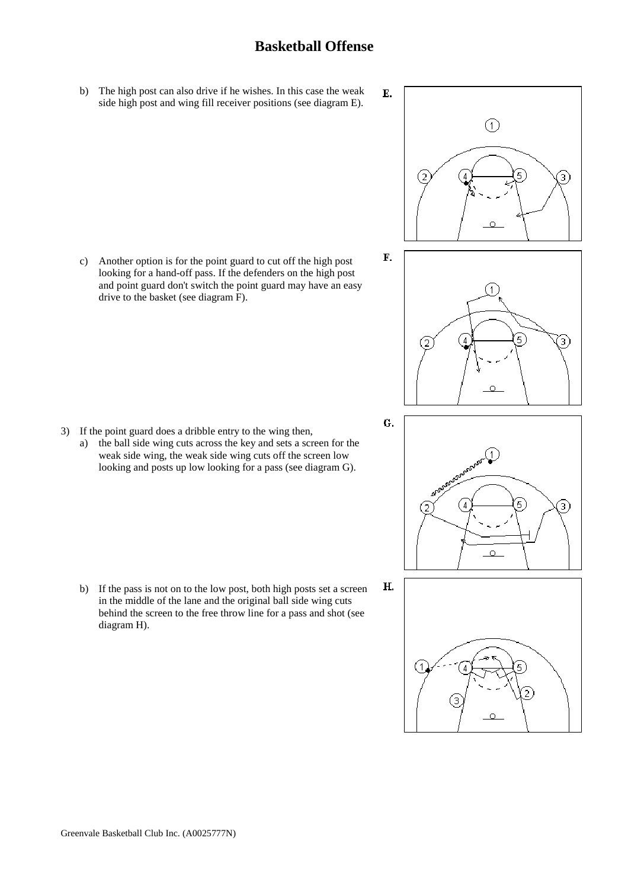# Basketball Offense

b) The high post can also drive if he wishes. In this case the weak side high post and wing fill receiver positions (see diagram E).

E.

c) Another option is for the point guard to cut off the high post looking for a hand-off pass. If the defenders on the high post and point guard don't switch the point guard may have an easy drive to the basket (see diagram F).

F.

3) If the point guard does a dribble entry to the wing then,
   a) the ball side wing cuts across the key and sets a screen for the weak side wing, the weak side wing cuts off the screen low looking and posts up low looking for a pass (see diagram G).

G.

   b) If the pass is not on to the low post, both high posts set a screen in the middle of the lane and the original ball side wing cuts behind the screen to the free throw line for a pass and shot (see diagram H).

H.

Greenvale Basketball Club Inc. (A0025777N)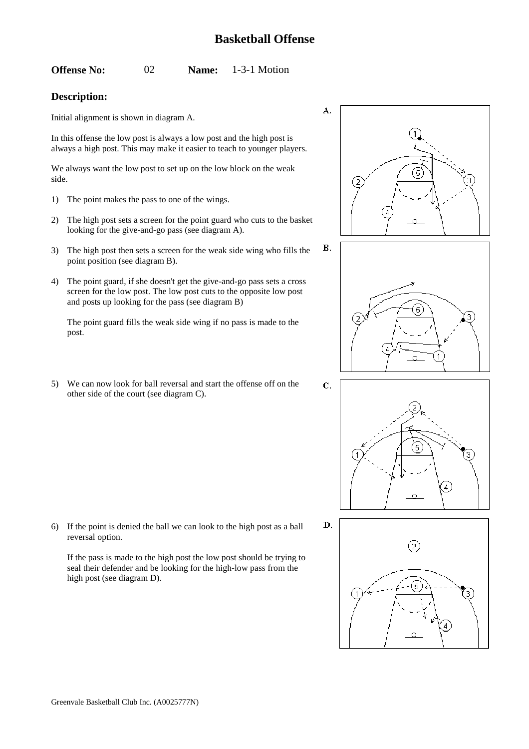# Basketball Offense

**Offense No:** 02 **Name:** 1-3-1 Motion

## Description:

Initial alignment is shown in diagram A.

In this offense the low post is always a low post and the high post is always a high post. This may make it easier to teach to younger players.

We always want the low post to set up on the low block on the weak side.

1) The point makes the pass to one of the wings.
2) The high post sets a screen for the point guard who cuts to the basket looking for the give-and-go pass (see diagram A).
3) The high post then sets a screen for the weak side wing who fills the point position (see diagram B).
4) The point guard, if she doesn't get the give-and-go pass sets a cross screen for the low post. The low post cuts to the opposite low post and posts up looking for the pass (see diagram B)

   The point guard fills the weak side wing if no pass is made to the post.

5) We can now look for ball reversal and start the offense off on the other side of the court (see diagram C).

6) If the point is denied the ball we can look to the high post as a ball reversal option.

   If the pass is made to the high post the low post should be trying to seal their defender and be looking for the high-low pass from the high post (see diagram D).

A.

B.

C.

D.

Greenvale Basketball Club Inc. (A0025777N)